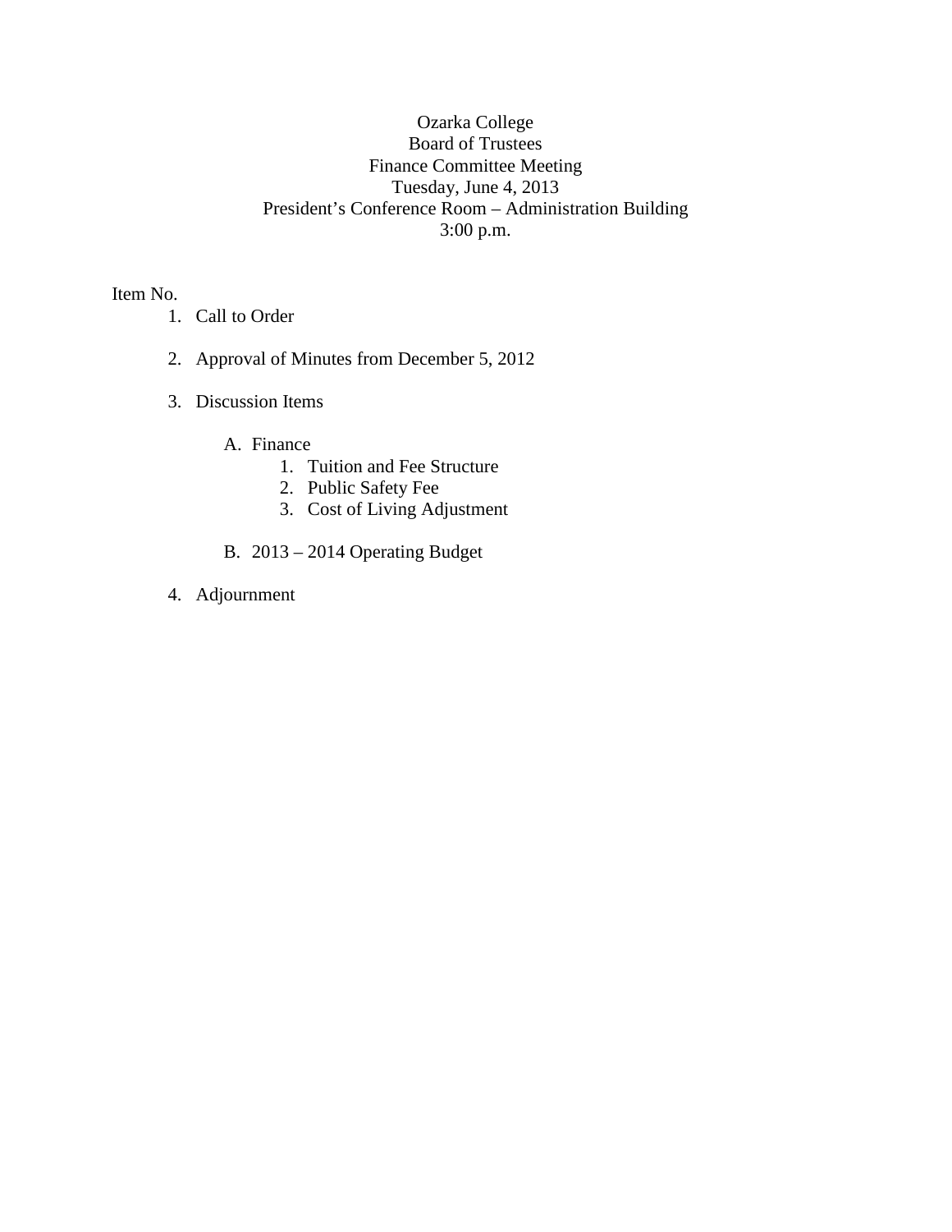Ozarka College
Board of Trustees
Finance Committee Meeting
Tuesday, June 4, 2013
President's Conference Room – Administration Building
3:00 p.m.

Item No.

1. Call to Order

2. Approval of Minutes from December 5, 2012

3. Discussion Items

   A. Finance
      1. Tuition and Fee Structure
      2. Public Safety Fee
      3. Cost of Living Adjustment

   B. 2013 – 2014 Operating Budget

4. Adjournment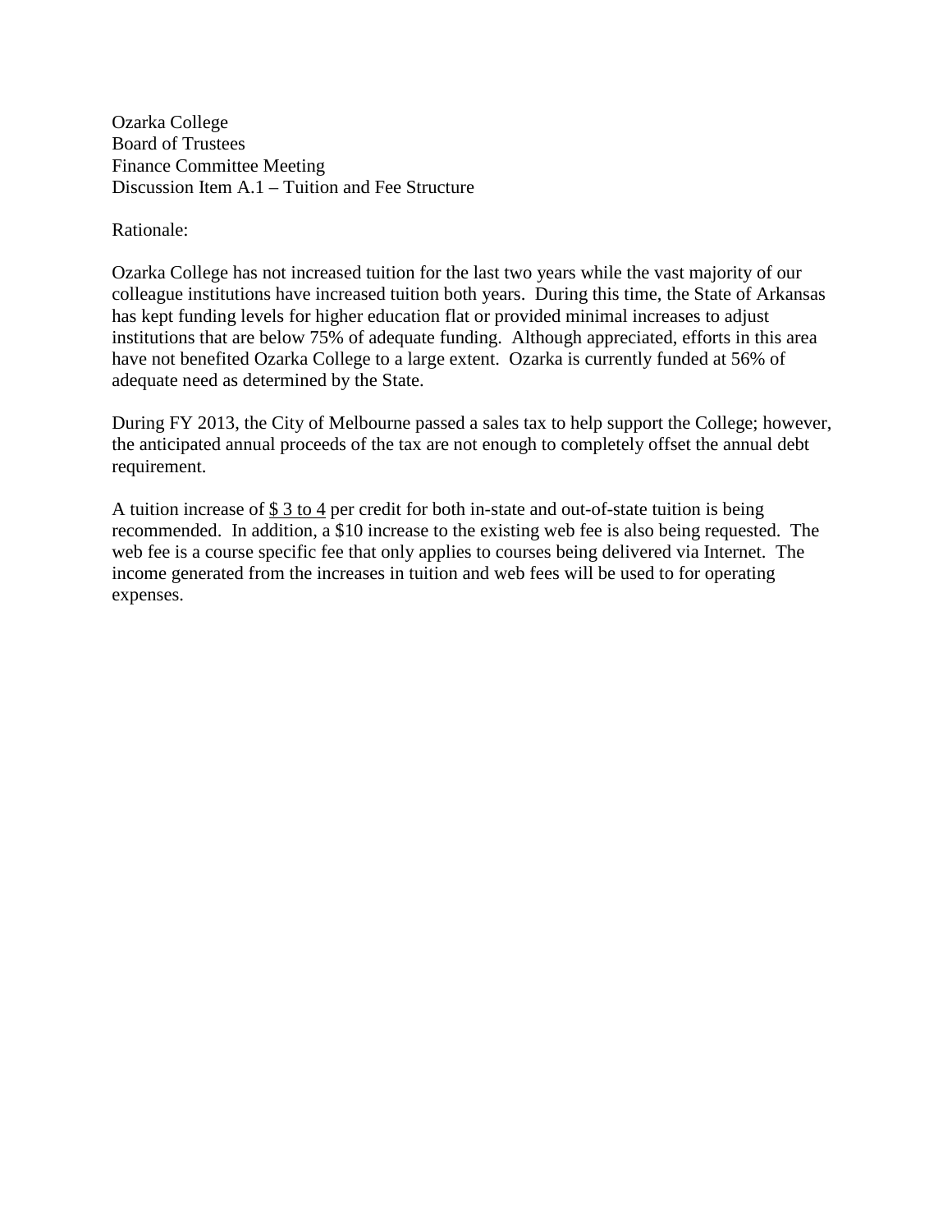Ozarka College
Board of Trustees
Finance Committee Meeting
Discussion Item A.1 – Tuition and Fee Structure

Rationale:

Ozarka College has not increased tuition for the last two years while the vast majority of our colleague institutions have increased tuition both years. During this time, the State of Arkansas has kept funding levels for higher education flat or provided minimal increases to adjust institutions that are below 75% of adequate funding. Although appreciated, efforts in this area have not benefited Ozarka College to a large extent. Ozarka is currently funded at 56% of adequate need as determined by the State.

During FY 2013, the City of Melbourne passed a sales tax to help support the College; however, the anticipated annual proceeds of the tax are not enough to completely offset the annual debt requirement.

A tuition increase of <u>$ 3 to 4</u> per credit for both in-state and out-of-state tuition is being recommended. In addition, a $10 increase to the existing web fee is also being requested. The web fee is a course specific fee that only applies to courses being delivered via Internet. The income generated from the increases in tuition and web fees will be used to for operating expenses.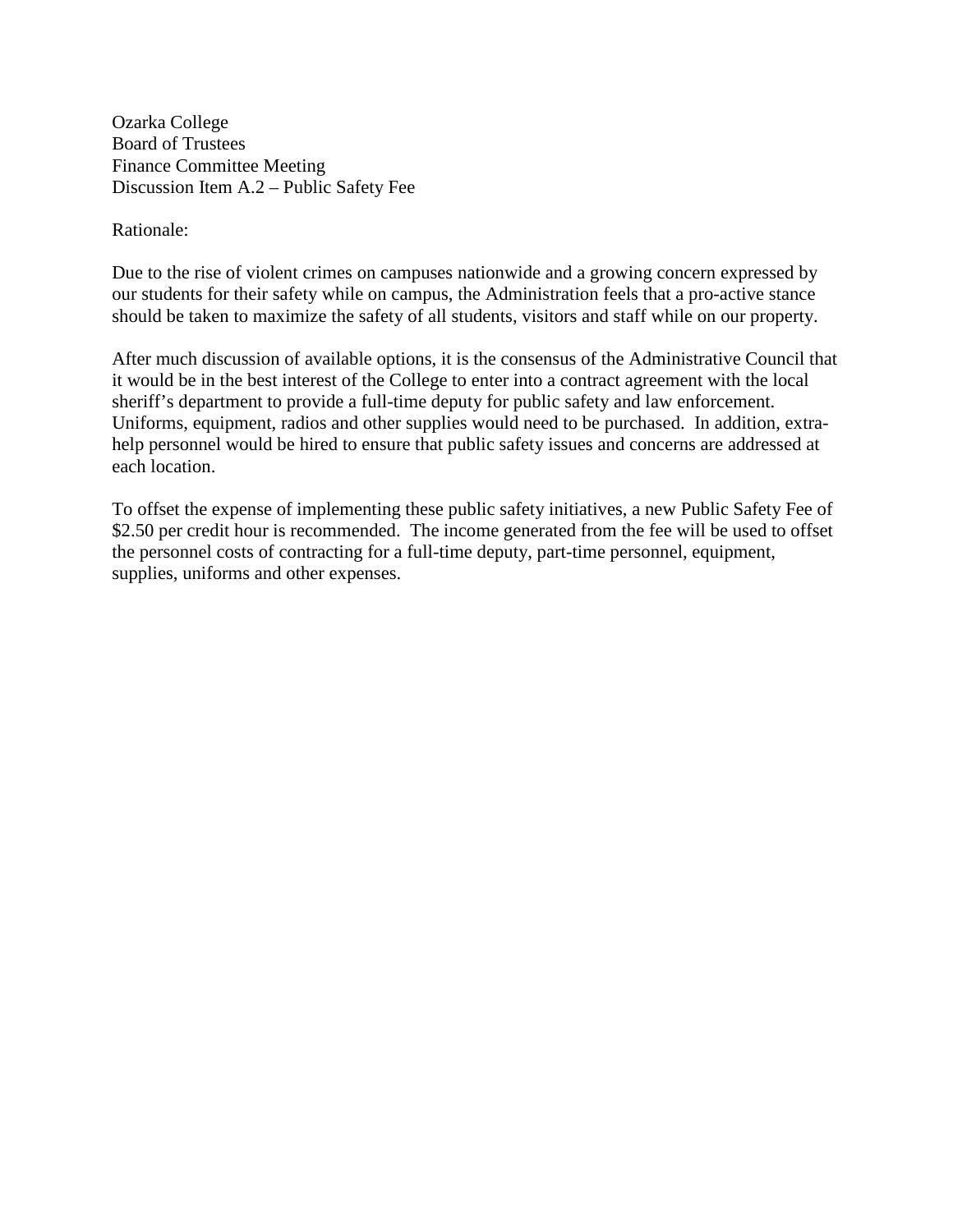Ozarka College
Board of Trustees
Finance Committee Meeting
Discussion Item A.2 – Public Safety Fee

Rationale:

Due to the rise of violent crimes on campuses nationwide and a growing concern expressed by our students for their safety while on campus, the Administration feels that a pro-active stance should be taken to maximize the safety of all students, visitors and staff while on our property.

After much discussion of available options, it is the consensus of the Administrative Council that it would be in the best interest of the College to enter into a contract agreement with the local sheriff's department to provide a full-time deputy for public safety and law enforcement. Uniforms, equipment, radios and other supplies would need to be purchased. In addition, extra-help personnel would be hired to ensure that public safety issues and concerns are addressed at each location.

To offset the expense of implementing these public safety initiatives, a new Public Safety Fee of $2.50 per credit hour is recommended. The income generated from the fee will be used to offset the personnel costs of contracting for a full-time deputy, part-time personnel, equipment, supplies, uniforms and other expenses.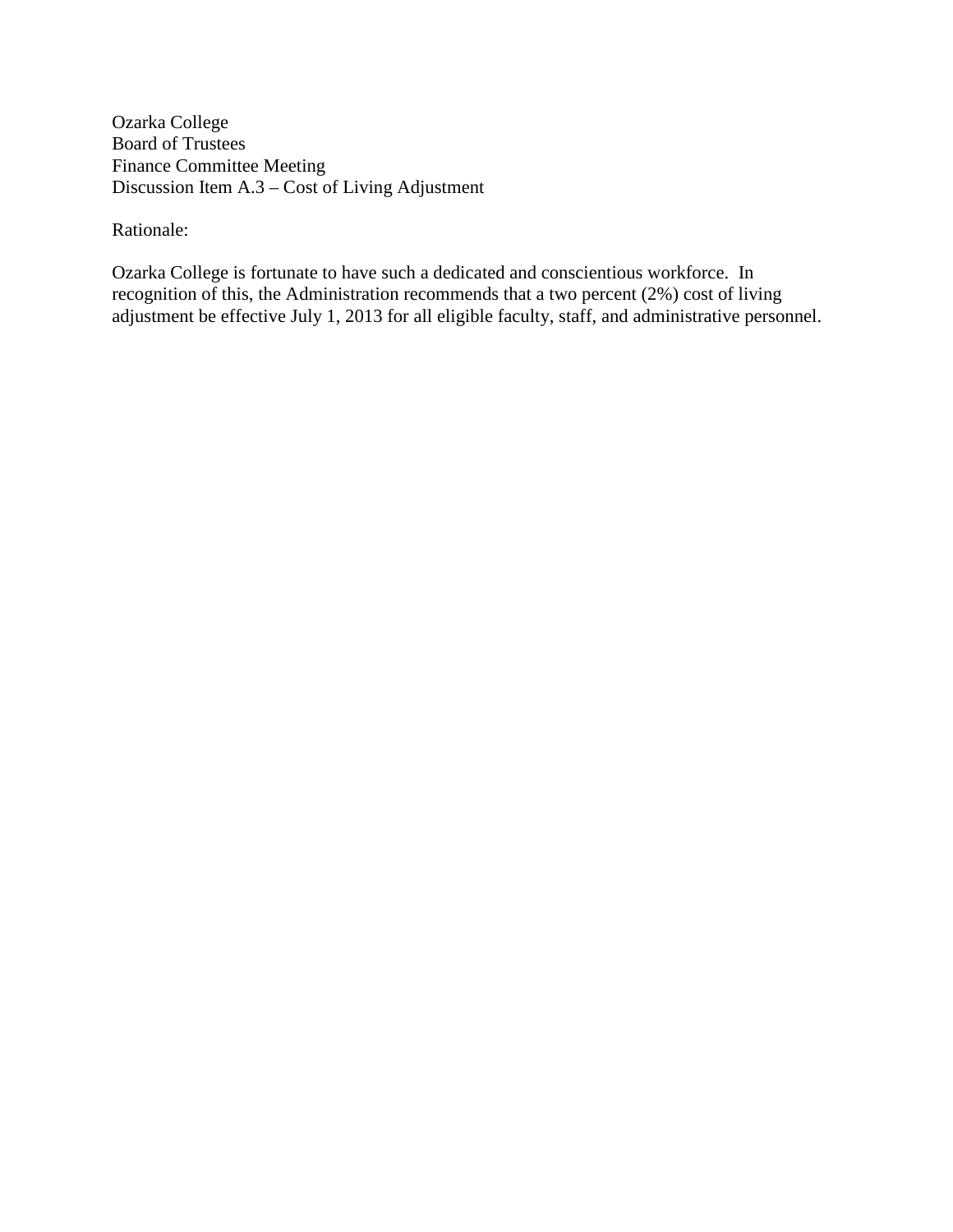Ozarka College
Board of Trustees
Finance Committee Meeting
Discussion Item A.3 – Cost of Living Adjustment

Rationale:

Ozarka College is fortunate to have such a dedicated and conscientious workforce. In recognition of this, the Administration recommends that a two percent (2%) cost of living adjustment be effective July 1, 2013 for all eligible faculty, staff, and administrative personnel.